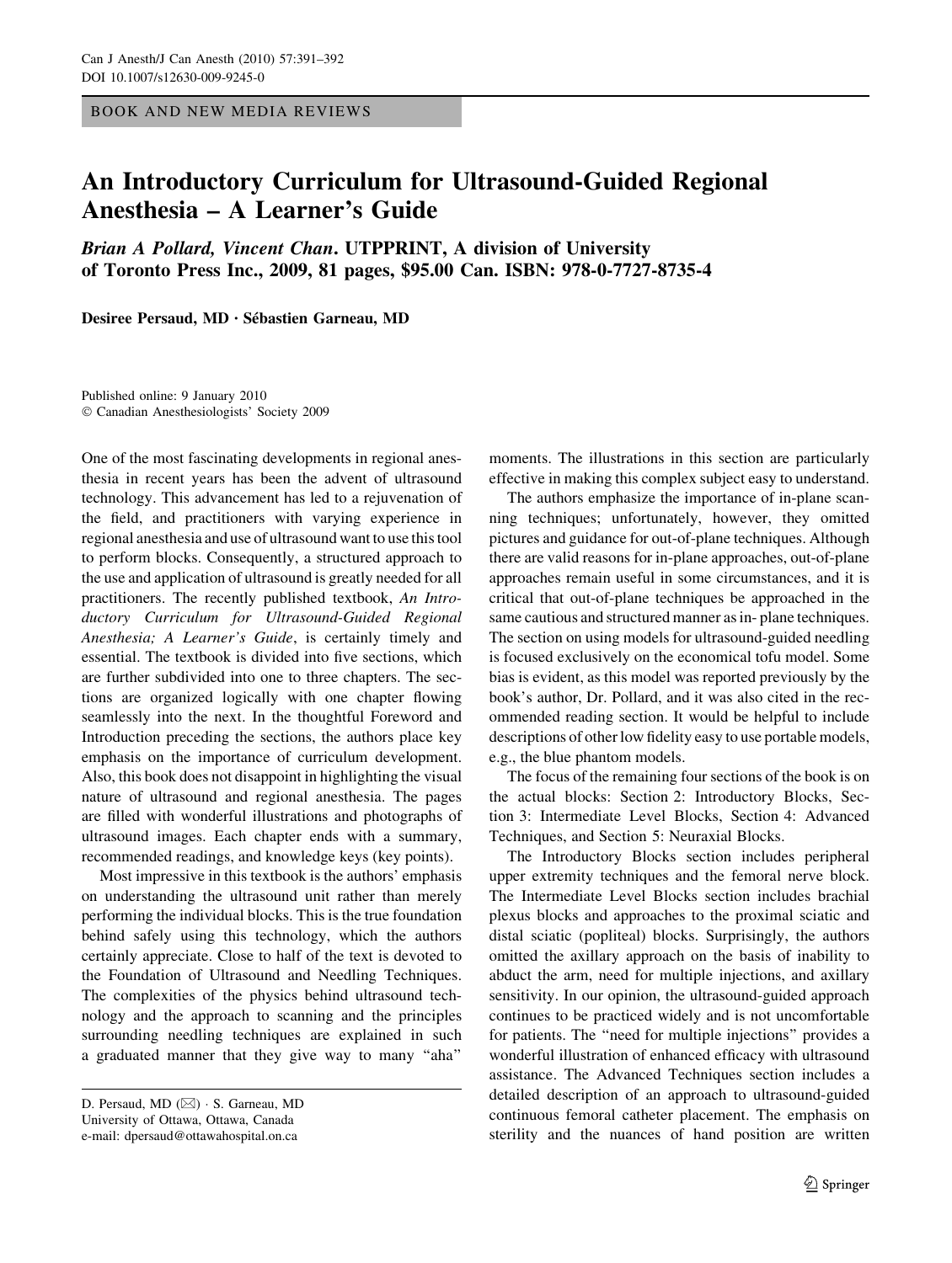BOOK AND NEW MEDIA REVIEWS

# An Introductory Curriculum for Ultrasound-Guided Regional Anesthesia – A Learner's Guide

***Brian A Pollard, Vincent Chan*. UTPPRINT, A division of University of Toronto Press Inc., 2009, 81 pages, $95.00 Can. ISBN: 978-0-7727-8735-4**

**Desiree Persaud, MD · Sébastien Garneau, MD**

Published online: 9 January 2010
© Canadian Anesthesiologists' Society 2009

One of the most fascinating developments in regional anesthesia in recent years has been the advent of ultrasound technology. This advancement has led to a rejuvenation of the field, and practitioners with varying experience in regional anesthesia and use of ultrasound want to use this tool to perform blocks. Consequently, a structured approach to the use and application of ultrasound is greatly needed for all practitioners. The recently published textbook, *An Introductory Curriculum for Ultrasound-Guided Regional Anesthesia; A Learner's Guide*, is certainly timely and essential. The textbook is divided into five sections, which are further subdivided into one to three chapters. The sections are organized logically with one chapter flowing seamlessly into the next. In the thoughtful Foreword and Introduction preceding the sections, the authors place key emphasis on the importance of curriculum development. Also, this book does not disappoint in highlighting the visual nature of ultrasound and regional anesthesia. The pages are filled with wonderful illustrations and photographs of ultrasound images. Each chapter ends with a summary, recommended readings, and knowledge keys (key points).

Most impressive in this textbook is the authors' emphasis on understanding the ultrasound unit rather than merely performing the individual blocks. This is the true foundation behind safely using this technology, which the authors certainly appreciate. Close to half of the text is devoted to the Foundation of Ultrasound and Needling Techniques. The complexities of the physics behind ultrasound technology and the approach to scanning and the principles surrounding needling techniques are explained in such a graduated manner that they give way to many "aha" moments. The illustrations in this section are particularly effective in making this complex subject easy to understand.

The authors emphasize the importance of in-plane scanning techniques; unfortunately, however, they omitted pictures and guidance for out-of-plane techniques. Although there are valid reasons for in-plane approaches, out-of-plane approaches remain useful in some circumstances, and it is critical that out-of-plane techniques be approached in the same cautious and structured manner as in- plane techniques. The section on using models for ultrasound-guided needling is focused exclusively on the economical tofu model. Some bias is evident, as this model was reported previously by the book's author, Dr. Pollard, and it was also cited in the recommended reading section. It would be helpful to include descriptions of other low fidelity easy to use portable models, e.g., the blue phantom models.

The focus of the remaining four sections of the book is on the actual blocks: Section 2: Introductory Blocks, Section 3: Intermediate Level Blocks, Section 4: Advanced Techniques, and Section 5: Neuraxial Blocks.

The Introductory Blocks section includes peripheral upper extremity techniques and the femoral nerve block. The Intermediate Level Blocks section includes brachial plexus blocks and approaches to the proximal sciatic and distal sciatic (popliteal) blocks. Surprisingly, the authors omitted the axillary approach on the basis of inability to abduct the arm, need for multiple injections, and axillary sensitivity. In our opinion, the ultrasound-guided approach continues to be practiced widely and is not uncomfortable for patients. The "need for multiple injections" provides a wonderful illustration of enhanced efficacy with ultrasound assistance. The Advanced Techniques section includes a detailed description of an approach to ultrasound-guided continuous femoral catheter placement. The emphasis on sterility and the nuances of hand position are written

D. Persaud, MD (✉) · S. Garneau, MD
University of Ottawa, Ottawa, Canada
e-mail: dpersaud@ottawahospital.on.ca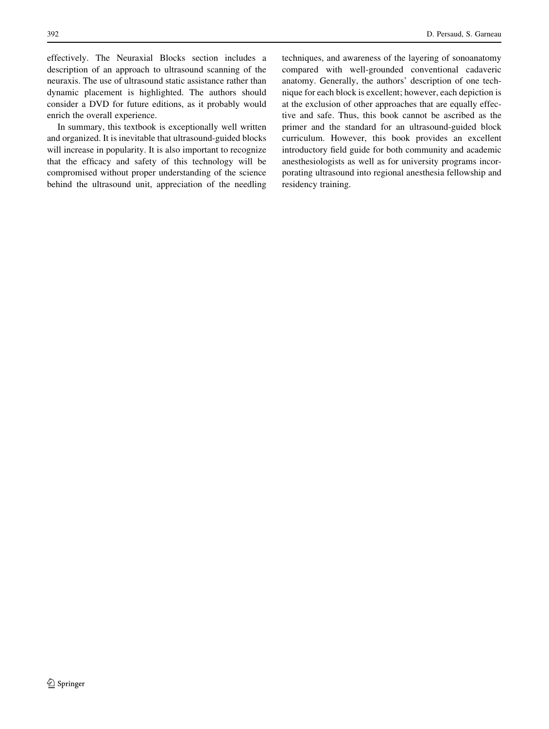effectively. The Neuraxial Blocks section includes a description of an approach to ultrasound scanning of the neuraxis. The use of ultrasound static assistance rather than dynamic placement is highlighted. The authors should consider a DVD for future editions, as it probably would enrich the overall experience.

In summary, this textbook is exceptionally well written and organized. It is inevitable that ultrasound-guided blocks will increase in popularity. It is also important to recognize that the efficacy and safety of this technology will be compromised without proper understanding of the science behind the ultrasound unit, appreciation of the needling techniques, and awareness of the layering of sonoanatomy compared with well-grounded conventional cadaveric anatomy. Generally, the authors' description of one technique for each block is excellent; however, each depiction is at the exclusion of other approaches that are equally effective and safe. Thus, this book cannot be ascribed as the primer and the standard for an ultrasound-guided block curriculum. However, this book provides an excellent introductory field guide for both community and academic anesthesiologists as well as for university programs incorporating ultrasound into regional anesthesia fellowship and residency training.